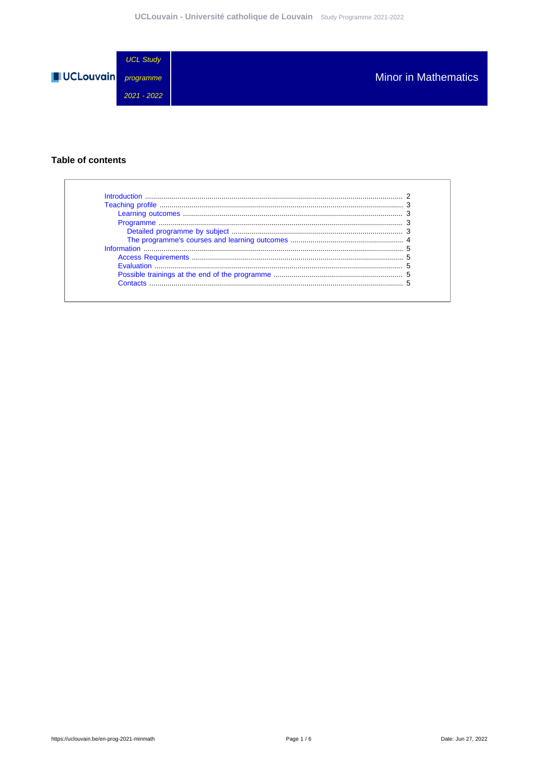UCL Study programme 2021 - 2022

# Minor in Mathematics

## Table of contents

- Introduction ........ 2
- Teaching profile ........ 3
  - Learning outcomes ........ 3
  - Programme ........ 3
    - Detailed programme by subject ........ 3
    - The programme's courses and learning outcomes ........ 4
- Information ........ 5
  - Access Requirements ........ 5
  - Evaluation ........ 5
  - Possible trainings at the end of the programme ........ 5
  - Contacts ........ 5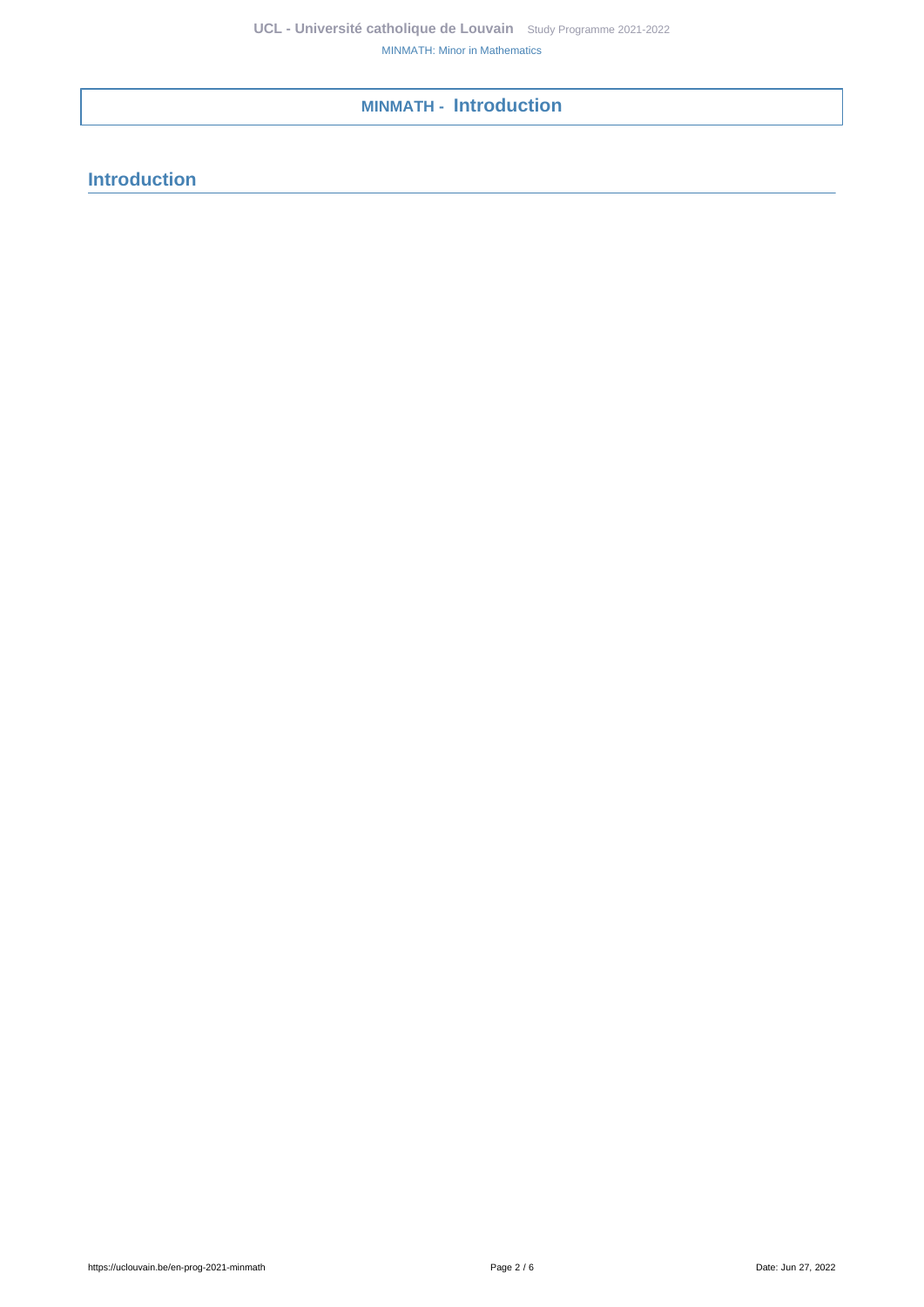# MINMATH - Introduction

## Introduction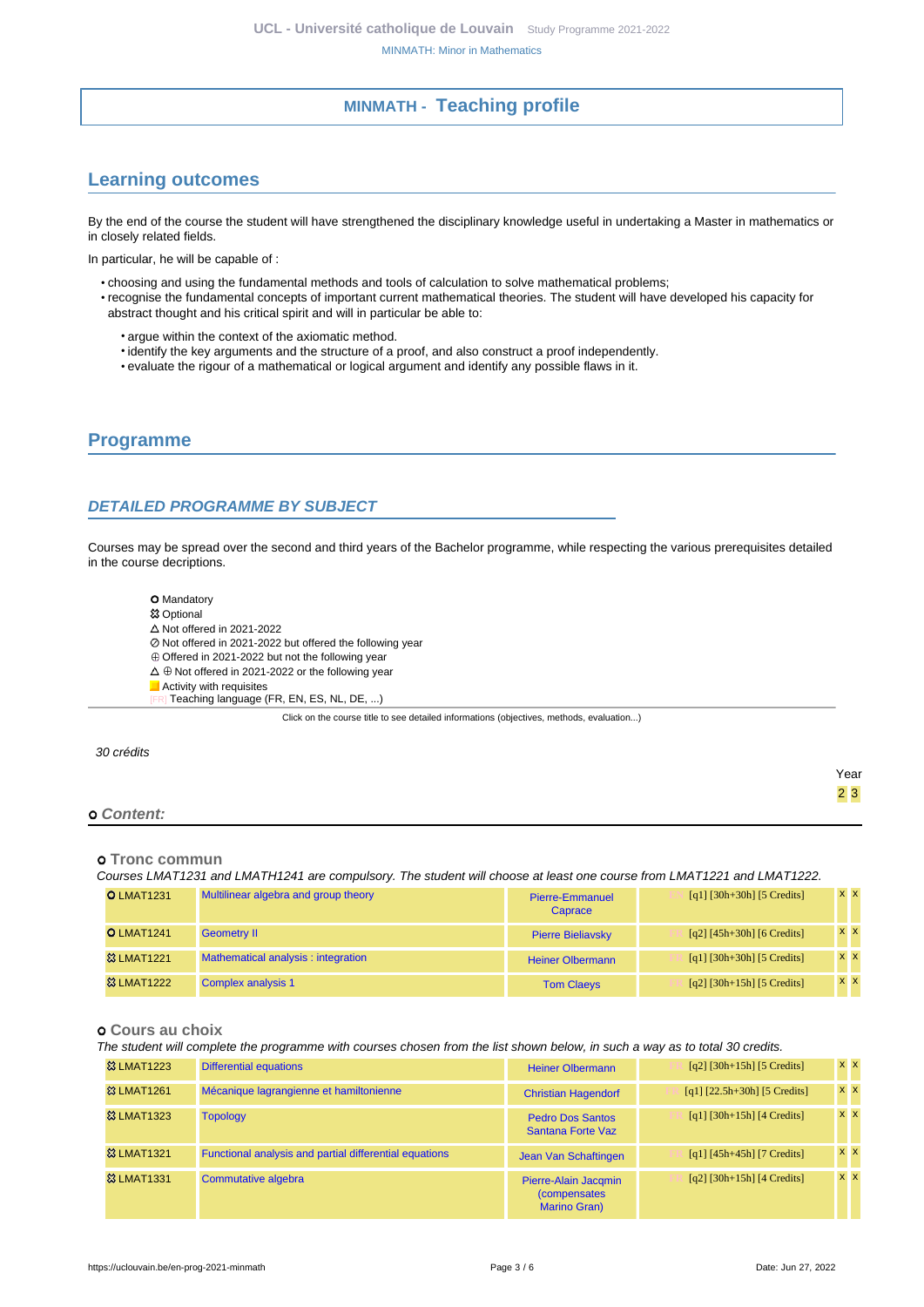## MINMATH - Teaching profile

## Learning outcomes

By the end of the course the student will have strengthened the disciplinary knowledge useful in undertaking a Master in mathematics or in closely related fields.

In particular, he will be capable of :

- choosing and using the fundamental methods and tools of calculation to solve mathematical problems;
- recognise the fundamental concepts of important current mathematical theories. The student will have developed his capacity for abstract thought and his critical spirit and will in particular be able to:
  - argue within the context of the axiomatic method.
  - identify the key arguments and the structure of a proof, and also construct a proof independently.
  - evaluate the rigour of a mathematical or logical argument and identify any possible flaws in it.

## Programme

### DETAILED PROGRAMME BY SUBJECT

Courses may be spread over the second and third years of the Bachelor programme, while respecting the various prerequisites detailed in the course decriptions.

- ○ Mandatory
- ✲ Optional
- △ Not offered in 2021-2022
- ⊘ Not offered in 2021-2022 but offered the following year
- ⊕ Offered in 2021-2022 but not the following year
- △ ⊕ Not offered in 2021-2022 or the following year
- Activity with requisites
- [FR] Teaching language (FR, EN, ES, NL, DE, ...)

Click on the course title to see detailed informations (objectives, methods, evaluation...)

*30 crédits*

**○ *Content:***

**○ Tronc commun**

*Courses LMAT1231 and LMATH1241 are compulsory. The student will choose at least one course from LMAT1221 and LMAT1222.*

| Code | Title | Teacher | Details | Year 2 | Year 3 |
|---|---|---|---|---|---|
| ○ LMAT1231 | Multilinear algebra and group theory | Pierre-Emmanuel Caprace | [EN] [q1] [30h+30h] [5 Credits] | x | x |
| ○ LMAT1241 | Geometry II | Pierre Bieliavsky | [FR] [q2] [45h+30h] [6 Credits] | x | x |
| ✲ LMAT1221 | Mathematical analysis : integration | Heiner Olbermann | [FR] [q1] [30h+30h] [5 Credits] | x | x |
| ✲ LMAT1222 | Complex analysis 1 | Tom Claeys | [FR] [q2] [30h+15h] [5 Credits] | x | x |

**○ Cours au choix**

*The student will complete the programme with courses chosen from the list shown below, in such a way as to total 30 credits.*

| Code | Title | Teacher | Details | Year 2 | Year 3 |
|---|---|---|---|---|---|
| ✲ LMAT1223 | Differential equations | Heiner Olbermann | [FR] [q2] [30h+15h] [5 Credits] | x | x |
| ✲ LMAT1261 | Mécanique lagrangienne et hamiltonienne | Christian Hagendorf | [FR] [q1] [22.5h+30h] [5 Credits] | x | x |
| ✲ LMAT1323 | Topology | Pedro Dos Santos Santana Forte Vaz | [FR] [q1] [30h+15h] [4 Credits] | x | x |
| ✲ LMAT1321 | Functional analysis and partial differential equations | Jean Van Schaftingen | [FR] [q1] [45h+45h] [7 Credits] | x | x |
| ✲ LMAT1331 | Commutative algebra | Pierre-Alain Jacqmin (compensates Marino Gran) | [FR] [q2] [30h+15h] [4 Credits] | x | x |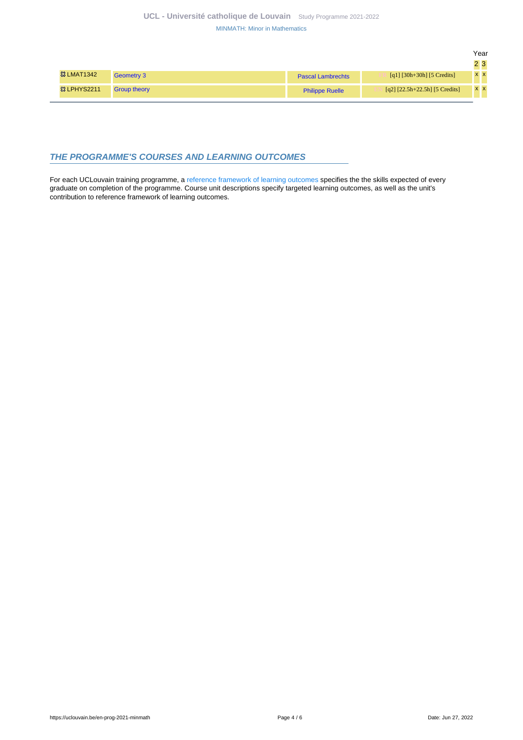| | | | | Year | |
|---|---|---|---|---|---|
| | | | | 2 | 3 |
| ✪ LMAT1342 | Geometry 3 | Pascal Lambrechts | FR [q1] [30h+30h] [5 Credits] | x | x |
| ✪ LPHYS2211 | Group theory | Philippe Ruelle | EN [q2] [22.5h+22.5h] [5 Credits] | x | x |

## THE PROGRAMME'S COURSES AND LEARNING OUTCOMES

For each UCLouvain training programme, a reference framework of learning outcomes specifies the the skills expected of every graduate on completion of the programme. Course unit descriptions specify targeted learning outcomes, as well as the unit's contribution to reference framework of learning outcomes.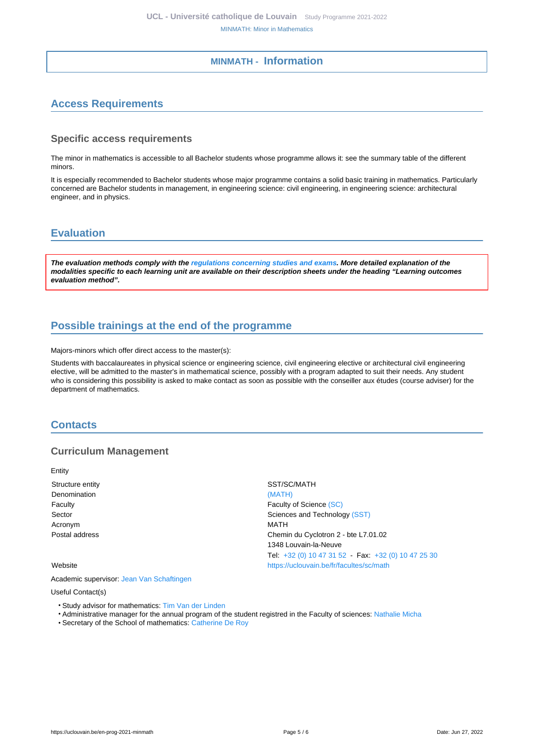## MINMATH - Information

## Access Requirements

### Specific access requirements

The minor in mathematics is accessible to all Bachelor students whose programme allows it: see the summary table of the different minors.

It is especially recommended to Bachelor students whose major programme contains a solid basic training in mathematics. Particularly concerned are Bachelor students in management, in engineering science: civil engineering, in engineering science: architectural engineer, and in physics.

## Evaluation

***The evaluation methods comply with the regulations concerning studies and exams. More detailed explanation of the modalities specific to each learning unit are available on their description sheets under the heading "Learning outcomes evaluation method".***

## Possible trainings at the end of the programme

Majors-minors which offer direct access to the master(s):

Students with baccalaureates in physical science or engineering science, civil engineering elective or architectural civil engineering elective, will be admitted to the master's in mathematical science, possibly with a program adapted to suit their needs. Any student who is considering this possibility is asked to make contact as soon as possible with the conseiller aux études (course adviser) for the department of mathematics.

## Contacts

### Curriculum Management

Entity

| | |
|---|---|
| Structure entity | SST/SC/MATH |
| Denomination | (MATH) |
| Faculty | Faculty of Science (SC) |
| Sector | Sciences and Technology (SST) |
| Acronym | MATH |
| Postal address | Chemin du Cyclotron 2 - bte L7.01.02<br>1348 Louvain-la-Neuve<br>Tel: +32 (0) 10 47 31 52 - Fax: +32 (0) 10 47 25 30 |
| Website | https://uclouvain.be/fr/facultes/sc/math |

Academic supervisor: Jean Van Schaftingen

Useful Contact(s)

- Study advisor for mathematics: Tim Van der Linden
- Administrative manager for the annual program of the student registred in the Faculty of sciences: Nathalie Micha
- Secretary of the School of mathematics: Catherine De Roy